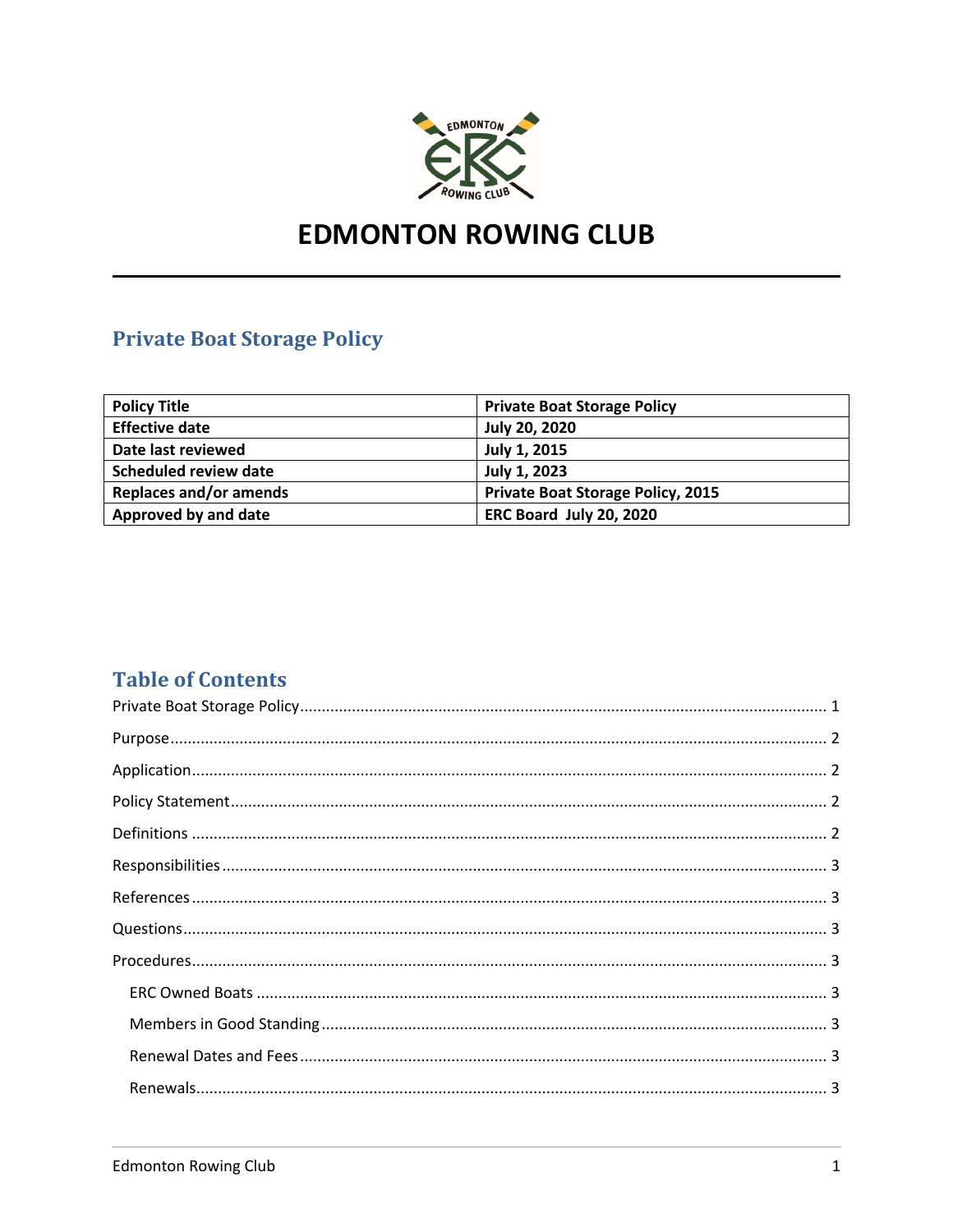# EDMONTON ROWING CLUB

## Private Boat Storage Policy

| Policy Title | Private Boat Storage Policy |
|---|---|
| Effective date | July 20, 2020 |
| Date last reviewed | July 1, 2015 |
| Scheduled review date | July 1, 2023 |
| Replaces and/or amends | Private Boat Storage Policy, 2015 |
| Approved by and date | ERC Board July 20, 2020 |

## Table of Contents

Private Boat Storage Policy ........................................ 1

Purpose ........................................ 2

Application ........................................ 2

Policy Statement ........................................ 2

Definitions ........................................ 2

Responsibilities ........................................ 3

References ........................................ 3

Questions ........................................ 3

Procedures ........................................ 3

- ERC Owned Boats ........................................ 3
- Members in Good Standing ........................................ 3
- Renewal Dates and Fees ........................................ 3
- Renewals ........................................ 3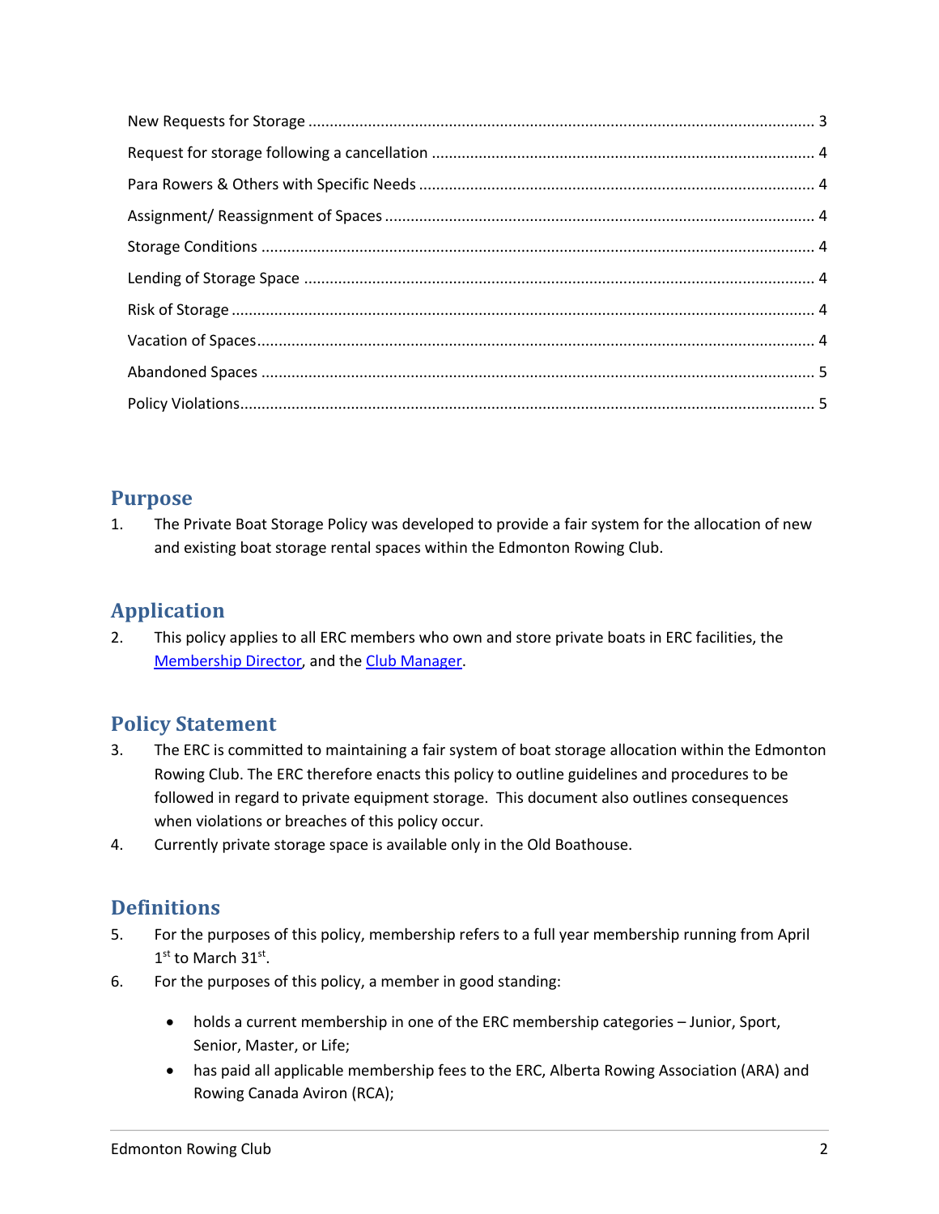New Requests for Storage ........ 3
Request for storage following a cancellation ........ 4
Para Rowers & Others with Specific Needs ........ 4
Assignment/ Reassignment of Spaces ........ 4
Storage Conditions ........ 4
Lending of Storage Space ........ 4
Risk of Storage ........ 4
Vacation of Spaces ........ 4
Abandoned Spaces ........ 5
Policy Violations ........ 5

## Purpose

1. The Private Boat Storage Policy was developed to provide a fair system for the allocation of new and existing boat storage rental spaces within the Edmonton Rowing Club.

## Application

2. This policy applies to all ERC members who own and store private boats in ERC facilities, the Membership Director, and the Club Manager.

## Policy Statement

3. The ERC is committed to maintaining a fair system of boat storage allocation within the Edmonton Rowing Club. The ERC therefore enacts this policy to outline guidelines and procedures to be followed in regard to private equipment storage. This document also outlines consequences when violations or breaches of this policy occur.
4. Currently private storage space is available only in the Old Boathouse.

## Definitions

5. For the purposes of this policy, membership refers to a full year membership running from April 1st to March 31st.
6. For the purposes of this policy, a member in good standing:
   - holds a current membership in one of the ERC membership categories – Junior, Sport, Senior, Master, or Life;
   - has paid all applicable membership fees to the ERC, Alberta Rowing Association (ARA) and Rowing Canada Aviron (RCA);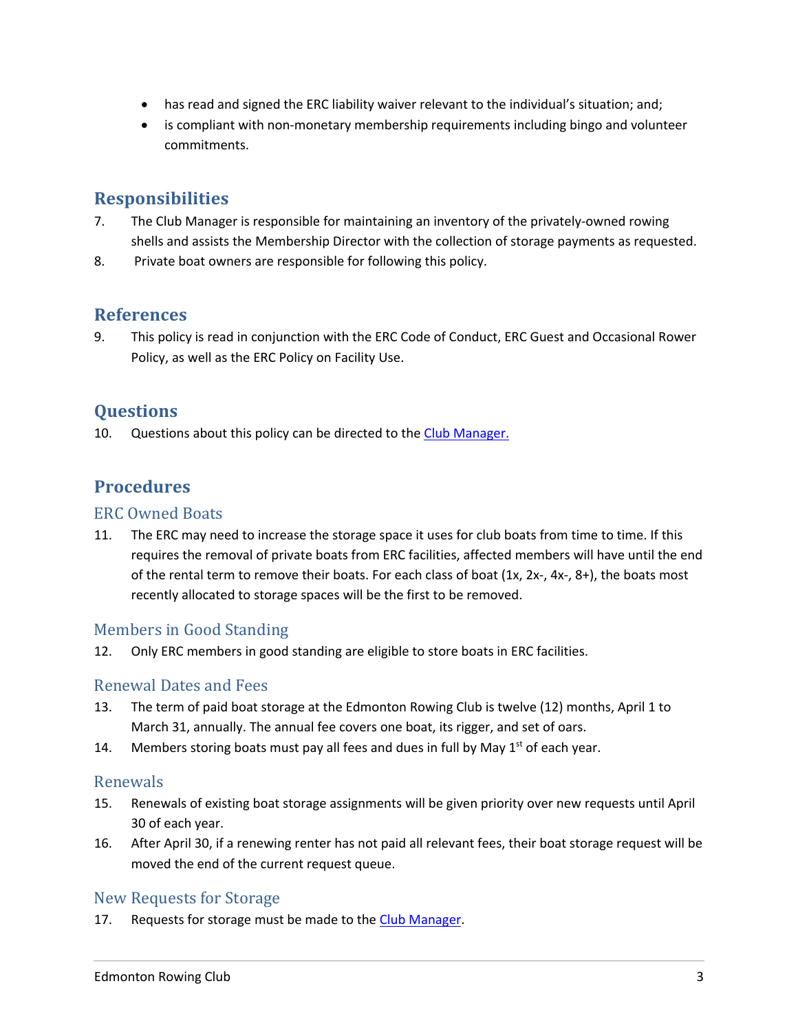- has read and signed the ERC liability waiver relevant to the individual's situation; and;
- is compliant with non-monetary membership requirements including bingo and volunteer commitments.

## Responsibilities

7. The Club Manager is responsible for maintaining an inventory of the privately-owned rowing shells and assists the Membership Director with the collection of storage payments as requested.
8. Private boat owners are responsible for following this policy.

## References

9. This policy is read in conjunction with the ERC Code of Conduct, ERC Guest and Occasional Rower Policy, as well as the ERC Policy on Facility Use.

## Questions

10. Questions about this policy can be directed to the Club Manager.

## Procedures

### ERC Owned Boats

11. The ERC may need to increase the storage space it uses for club boats from time to time. If this requires the removal of private boats from ERC facilities, affected members will have until the end of the rental term to remove their boats. For each class of boat (1x, 2x-, 4x-, 8+), the boats most recently allocated to storage spaces will be the first to be removed.

### Members in Good Standing

12. Only ERC members in good standing are eligible to store boats in ERC facilities.

### Renewal Dates and Fees

13. The term of paid boat storage at the Edmonton Rowing Club is twelve (12) months, April 1 to March 31, annually. The annual fee covers one boat, its rigger, and set of oars.
14. Members storing boats must pay all fees and dues in full by May 1st of each year.

### Renewals

15. Renewals of existing boat storage assignments will be given priority over new requests until April 30 of each year.
16. After April 30, if a renewing renter has not paid all relevant fees, their boat storage request will be moved the end of the current request queue.

### New Requests for Storage

17. Requests for storage must be made to the Club Manager.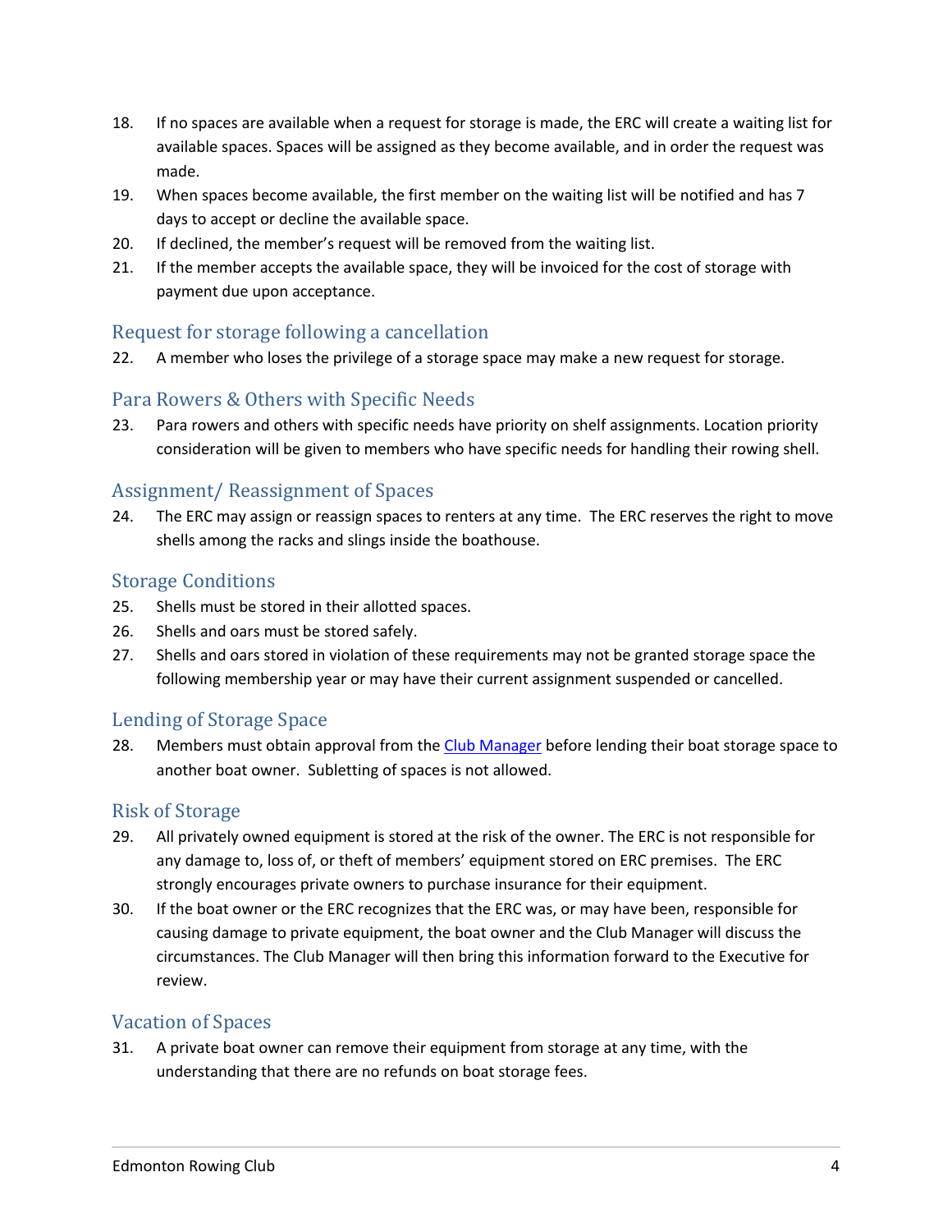18. If no spaces are available when a request for storage is made, the ERC will create a waiting list for available spaces. Spaces will be assigned as they become available, and in order the request was made.
19. When spaces become available, the first member on the waiting list will be notified and has 7 days to accept or decline the available space.
20. If declined, the member's request will be removed from the waiting list.
21. If the member accepts the available space, they will be invoiced for the cost of storage with payment due upon acceptance.

## Request for storage following a cancellation

22. A member who loses the privilege of a storage space may make a new request for storage.

## Para Rowers & Others with Specific Needs

23. Para rowers and others with specific needs have priority on shelf assignments. Location priority consideration will be given to members who have specific needs for handling their rowing shell.

## Assignment/ Reassignment of Spaces

24. The ERC may assign or reassign spaces to renters at any time. The ERC reserves the right to move shells among the racks and slings inside the boathouse.

## Storage Conditions

25. Shells must be stored in their allotted spaces.
26. Shells and oars must be stored safely.
27. Shells and oars stored in violation of these requirements may not be granted storage space the following membership year or may have their current assignment suspended or cancelled.

## Lending of Storage Space

28. Members must obtain approval from the Club Manager before lending their boat storage space to another boat owner. Subletting of spaces is not allowed.

## Risk of Storage

29. All privately owned equipment is stored at the risk of the owner. The ERC is not responsible for any damage to, loss of, or theft of members' equipment stored on ERC premises. The ERC strongly encourages private owners to purchase insurance for their equipment.
30. If the boat owner or the ERC recognizes that the ERC was, or may have been, responsible for causing damage to private equipment, the boat owner and the Club Manager will discuss the circumstances. The Club Manager will then bring this information forward to the Executive for review.

## Vacation of Spaces

31. A private boat owner can remove their equipment from storage at any time, with the understanding that there are no refunds on boat storage fees.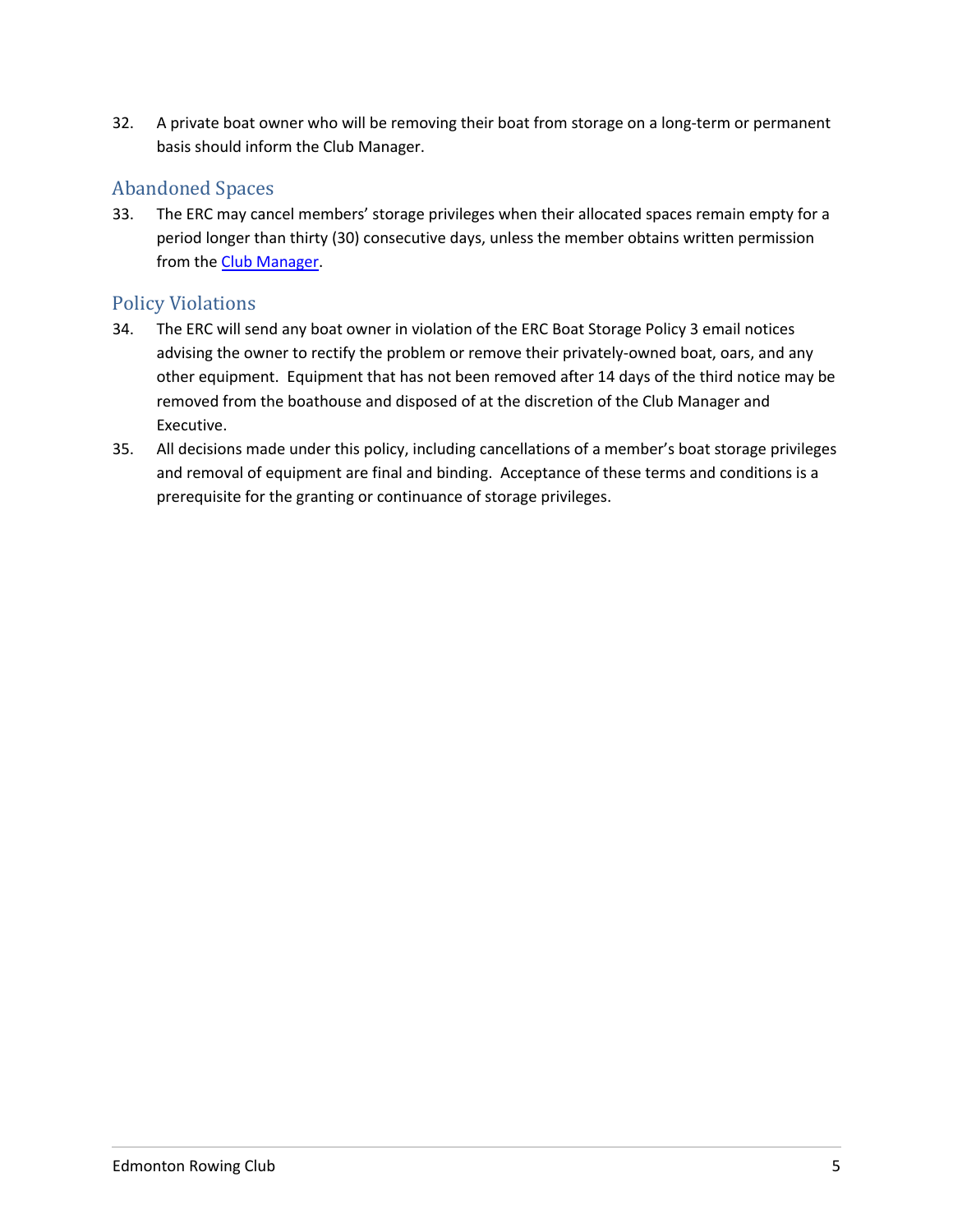32. A private boat owner who will be removing their boat from storage on a long-term or permanent basis should inform the Club Manager.

## Abandoned Spaces

33. The ERC may cancel members' storage privileges when their allocated spaces remain empty for a period longer than thirty (30) consecutive days, unless the member obtains written permission from the Club Manager.

## Policy Violations

34. The ERC will send any boat owner in violation of the ERC Boat Storage Policy 3 email notices advising the owner to rectify the problem or remove their privately-owned boat, oars, and any other equipment. Equipment that has not been removed after 14 days of the third notice may be removed from the boathouse and disposed of at the discretion of the Club Manager and Executive.
35. All decisions made under this policy, including cancellations of a member's boat storage privileges and removal of equipment are final and binding. Acceptance of these terms and conditions is a prerequisite for the granting or continuance of storage privileges.